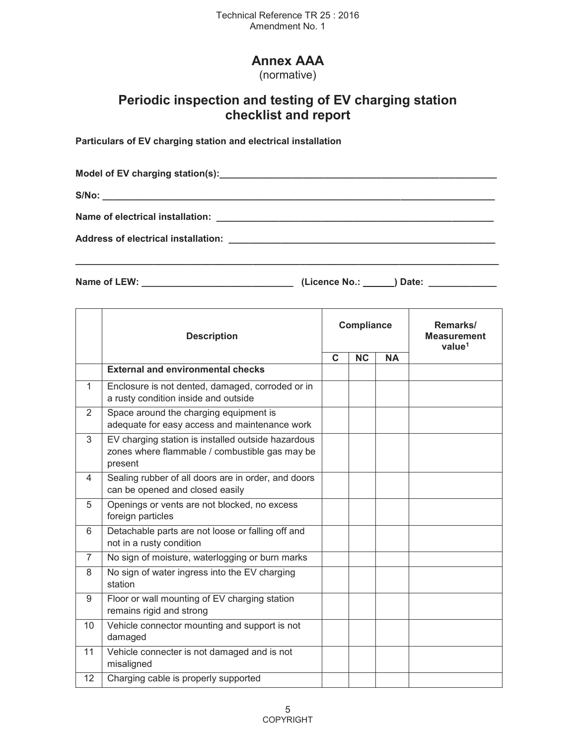# Annex AAA

(normative)

## Periodic inspection and testing of EV charging station checklist and report

**Particulars of EV charging station and electrical installation**

**Model of EV charging station(s):**_______________________________________________

**S/No:** ______________________________________________________________________

**Name of electrical installation:** _____________________________________________

**Address of electrical installation:** __________________________________________

_________________________________________________________________________________

**Name of LEW:** ___________________________ **(Licence No.:** ______**) Date:** ____________

| | Description | Compliance | | | Remarks/ Measurement value[1] |
|---|---|---|---|---|---|
| | | C | NC | NA | |
| | **External and environmental checks** | | | | |
| 1 | Enclosure is not dented, damaged, corroded or in a rusty condition inside and outside | | | | |
| 2 | Space around the charging equipment is adequate for easy access and maintenance work | | | | |
| 3 | EV charging station is installed outside hazardous zones where flammable / combustible gas may be present | | | | |
| 4 | Sealing rubber of all doors are in order, and doors can be opened and closed easily | | | | |
| 5 | Openings or vents are not blocked, no excess foreign particles | | | | |
| 6 | Detachable parts are not loose or falling off and not in a rusty condition | | | | |
| 7 | No sign of moisture, waterlogging or burn marks | | | | |
| 8 | No sign of water ingress into the EV charging station | | | | |
| 9 | Floor or wall mounting of EV charging station remains rigid and strong | | | | |
| 10 | Vehicle connector mounting and support is not damaged | | | | |
| 11 | Vehicle connecter is not damaged and is not misaligned | | | | |
| 12 | Charging cable is properly supported | | | | |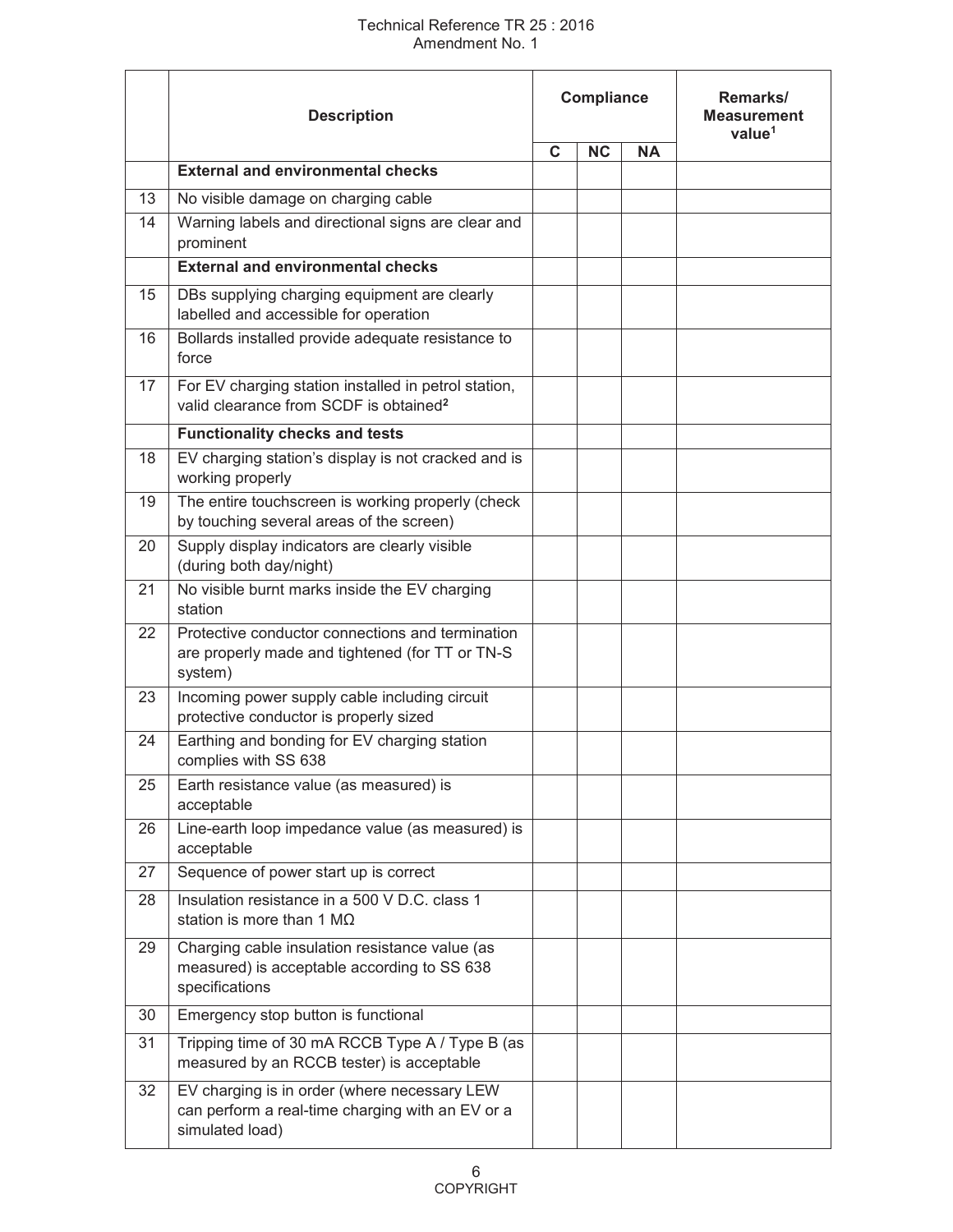| | Description | Compliance | | | Remarks/ Measurement value[1] |
|---|---|---|---|---|---|
| | | C | NC | NA | |
| | **External and environmental checks** | | | | |
| 13 | No visible damage on charging cable | | | | |
| 14 | Warning labels and directional signs are clear and prominent | | | | |
| | **External and environmental checks** | | | | |
| 15 | DBs supplying charging equipment are clearly labelled and accessible for operation | | | | |
| 16 | Bollards installed provide adequate resistance to force | | | | |
| 17 | For EV charging station installed in petrol station, valid clearance from SCDF is obtained[2] | | | | |
| | **Functionality checks and tests** | | | | |
| 18 | EV charging station's display is not cracked and is working properly | | | | |
| 19 | The entire touchscreen is working properly (check by touching several areas of the screen) | | | | |
| 20 | Supply display indicators are clearly visible (during both day/night) | | | | |
| 21 | No visible burnt marks inside the EV charging station | | | | |
| 22 | Protective conductor connections and termination are properly made and tightened (for TT or TN-S system) | | | | |
| 23 | Incoming power supply cable including circuit protective conductor is properly sized | | | | |
| 24 | Earthing and bonding for EV charging station complies with SS 638 | | | | |
| 25 | Earth resistance value (as measured) is acceptable | | | | |
| 26 | Line-earth loop impedance value (as measured) is acceptable | | | | |
| 27 | Sequence of power start up is correct | | | | |
| 28 | Insulation resistance in a 500 V D.C. class 1 station is more than 1 MΩ | | | | |
| 29 | Charging cable insulation resistance value (as measured) is acceptable according to SS 638 specifications | | | | |
| 30 | Emergency stop button is functional | | | | |
| 31 | Tripping time of 30 mA RCCB Type A / Type B (as measured by an RCCB tester) is acceptable | | | | |
| 32 | EV charging is in order (where necessary LEW can perform a real-time charging with an EV or a simulated load) | | | | |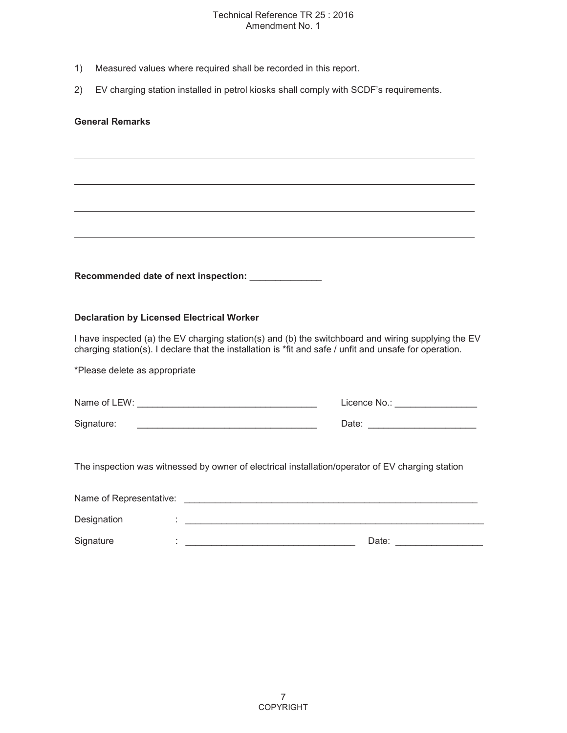1) Measured values where required shall be recorded in this report.

2) EV charging station installed in petrol kiosks shall comply with SCDF's requirements.

**General Remarks**

\_\_\_\_\_\_\_\_\_\_\_\_\_\_\_\_\_\_\_\_\_\_\_\_\_\_\_\_\_\_\_\_\_\_\_\_\_\_\_\_\_\_\_\_\_\_\_\_\_\_\_\_\_\_\_\_\_\_\_\_\_\_\_\_\_\_\_\_\_\_

\_\_\_\_\_\_\_\_\_\_\_\_\_\_\_\_\_\_\_\_\_\_\_\_\_\_\_\_\_\_\_\_\_\_\_\_\_\_\_\_\_\_\_\_\_\_\_\_\_\_\_\_\_\_\_\_\_\_\_\_\_\_\_\_\_\_\_\_\_\_

\_\_\_\_\_\_\_\_\_\_\_\_\_\_\_\_\_\_\_\_\_\_\_\_\_\_\_\_\_\_\_\_\_\_\_\_\_\_\_\_\_\_\_\_\_\_\_\_\_\_\_\_\_\_\_\_\_\_\_\_\_\_\_\_\_\_\_\_\_\_

\_\_\_\_\_\_\_\_\_\_\_\_\_\_\_\_\_\_\_\_\_\_\_\_\_\_\_\_\_\_\_\_\_\_\_\_\_\_\_\_\_\_\_\_\_\_\_\_\_\_\_\_\_\_\_\_\_\_\_\_\_\_\_\_\_\_\_\_\_\_

**Recommended date of next inspection:** \_\_\_\_\_\_\_\_\_\_\_\_\_\_

**Declaration by Licensed Electrical Worker**

I have inspected (a) the EV charging station(s) and (b) the switchboard and wiring supplying the EV charging station(s). I declare that the installation is *fit and safe / unfit and unsafe for operation.

*Please delete as appropriate

Name of LEW: \_\_\_\_\_\_\_\_\_\_\_\_\_\_\_\_\_\_\_\_\_\_\_\_\_\_\_\_\_\_\_\_\_\_ Licence No.: \_\_\_\_\_\_\_\_\_\_\_\_\_\_\_\_

Signature: \_\_\_\_\_\_\_\_\_\_\_\_\_\_\_\_\_\_\_\_\_\_\_\_\_\_\_\_\_\_\_\_\_\_ Date: \_\_\_\_\_\_\_\_\_\_\_\_\_\_\_\_\_\_\_\_

The inspection was witnessed by owner of electrical installation/operator of EV charging station

Name of Representative: \_\_\_\_\_\_\_\_\_\_\_\_\_\_\_\_\_\_\_\_\_\_\_\_\_\_\_\_\_\_\_\_\_\_\_\_\_\_\_\_\_\_\_\_\_\_\_\_\_\_\_\_\_\_

Designation : \_\_\_\_\_\_\_\_\_\_\_\_\_\_\_\_\_\_\_\_\_\_\_\_\_\_\_\_\_\_\_\_\_\_\_\_\_\_\_\_\_\_\_\_\_\_\_\_\_\_\_\_\_\_\_\_

Signature : \_\_\_\_\_\_\_\_\_\_\_\_\_\_\_\_\_\_\_\_\_\_\_\_\_\_\_\_\_\_\_\_ Date: \_\_\_\_\_\_\_\_\_\_\_\_\_\_\_\_